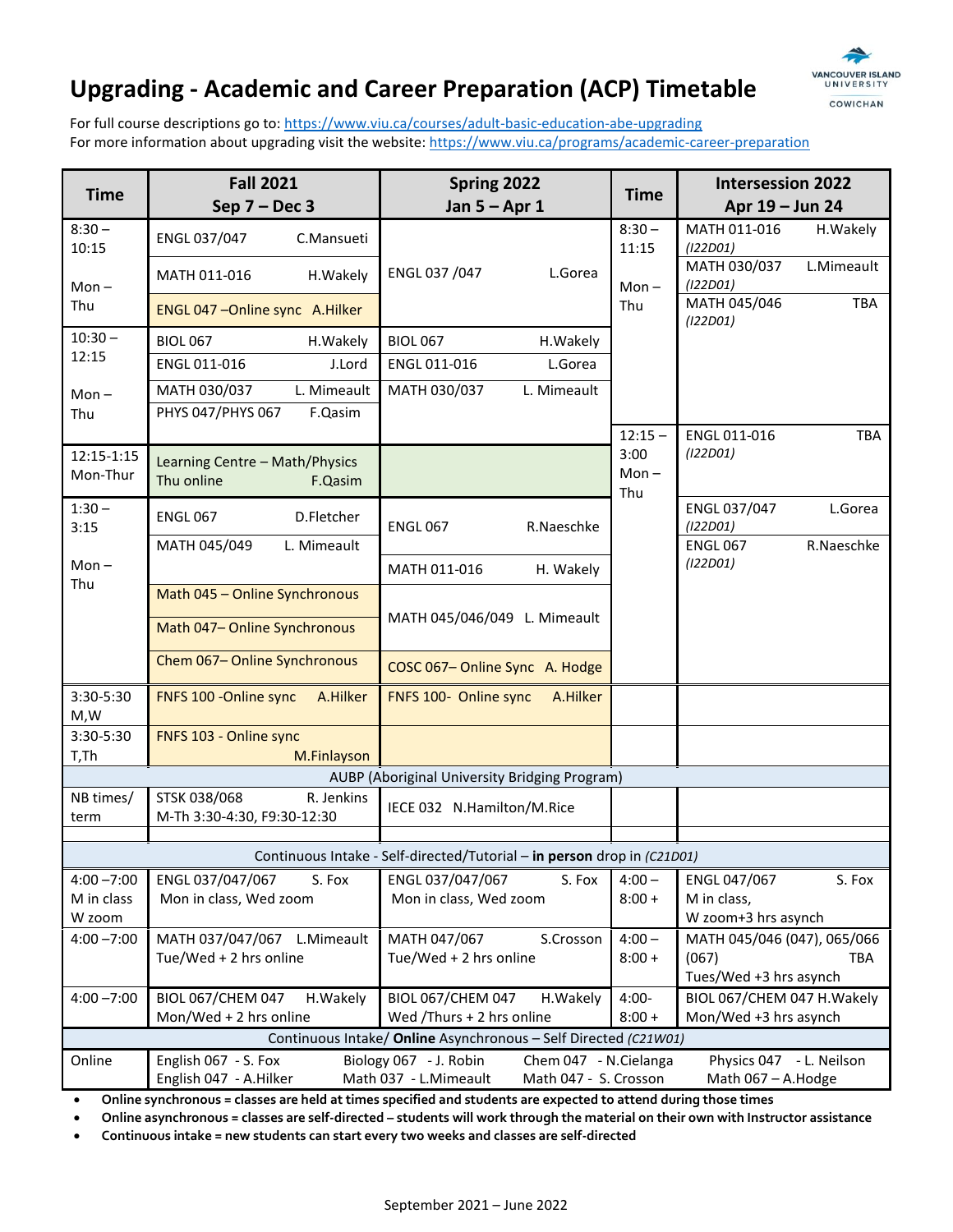# Upgrading - Academic and Career Preparation (ACP) Timetable

For full course descriptions go to: https://www.viu.ca/courses/adult-basic-education-abe-upgrading
For more information about upgrading visit the website: https://www.viu.ca/programs/academic-career-preparation

| Time | Fall 2021 Sep 7 – Dec 3 | Spring 2022 Jan 5 – Apr 1 | Time | Intersession 2022 Apr 19 – Jun 24 |
|---|---|---|---|---|
| 8:30 – 10:15 Mon – Thu | ENGL 037/047 C.Mansueti<br>MATH 011-016 H.Wakely<br>ENGL 047 –Online sync A.Hilker | ENGL 037 /047 L.Gorea | 8:30 – 11:15 Mon – Thu | MATH 011-016 H.Wakely *(I22D01)*<br>MATH 030/037 L.Mimeault *(I22D01)*<br>MATH 045/046 TBA *(I22D01)* |
| 10:30 – 12:15 Mon – Thu | BIOL 067 H.Wakely<br>ENGL 011-016 J.Lord<br>MATH 030/037 L. Mimeault<br>PHYS 047/PHYS 067 F.Qasim | BIOL 067 H.Wakely<br>ENGL 011-016 L.Gorea<br>MATH 030/037 L. Mimeault | | |
| 12:15-1:15 Mon-Thur | Learning Centre – Math/Physics Thu online F.Qasim | | 12:15 – 3:00 Mon – Thu | ENGL 011-016 TBA *(I22D01)* |
| 1:30 – 3:15 Mon – Thu | ENGL 067 D.Fletcher<br>MATH 045/049 L. Mimeault<br>Math 045 – Online Synchronous<br>Math 047– Online Synchronous<br>Chem 067– Online Synchronous | ENGL 067 R.Naeschke<br>MATH 011-016 H. Wakely<br>MATH 045/046/049 L. Mimeault<br>COSC 067– Online Sync A. Hodge | | ENGL 037/047 L.Gorea *(I22D01)*<br>ENGL 067 R.Naeschke *(I22D01)* |
| 3:30-5:30 M,W | FNFS 100 -Online sync A.Hilker | FNFS 100- Online sync A.Hilker | | |
| 3:30-5:30 T,Th | FNFS 103 - Online sync M.Finlayson | | | |
| **AUBP (Aboriginal University Bridging Program)** | | | | |
| NB times/ term | STSK 038/068 R. Jenkins M-Th 3:30-4:30, F9:30-12:30 | IECE 032 N.Hamilton/M.Rice | | |
| **Continuous Intake - Self-directed/Tutorial – in person drop in *(C21D01)*** | | | | |
| 4:00 –7:00 M in class W zoom | ENGL 037/047/067 S. Fox Mon in class, Wed zoom | ENGL 037/047/067 S. Fox Mon in class, Wed zoom | 4:00 – 8:00 + | ENGL 047/067 S. Fox M in class, W zoom+3 hrs asynch |
| 4:00 –7:00 | MATH 037/047/067 L.Mimeault Tue/Wed + 2 hrs online | MATH 047/067 S.Crosson Tue/Wed + 2 hrs online | 4:00 – 8:00 + | MATH 045/046 (047), 065/066 (067) TBA Tues/Wed +3 hrs asynch |
| 4:00 –7:00 | BIOL 067/CHEM 047 H.Wakely Mon/Wed + 2 hrs online | BIOL 067/CHEM 047 H.Wakely Wed /Thurs + 2 hrs online | 4:00- 8:00 + | BIOL 067/CHEM 047 H.Wakely Mon/Wed +3 hrs asynch |
| **Continuous Intake/ Online Asynchronous – Self Directed *(C21W01)*** | | | | |
| Online | English 067 - S. Fox<br>English 047 - A.Hilker | Biology 067 - J. Robin<br>Math 037 - L.Mimeault | Chem 047 - N.Cielanga<br>Math 047 - S. Crosson | Physics 047 - L. Neilson<br>Math 067 – A.Hodge |

- **Online synchronous = classes are held at times specified and students are expected to attend during those times**
- **Online asynchronous = classes are self-directed – students will work through the material on their own with Instructor assistance**
- **Continuous intake = new students can start every two weeks and classes are self-directed**

September 2021 – June 2022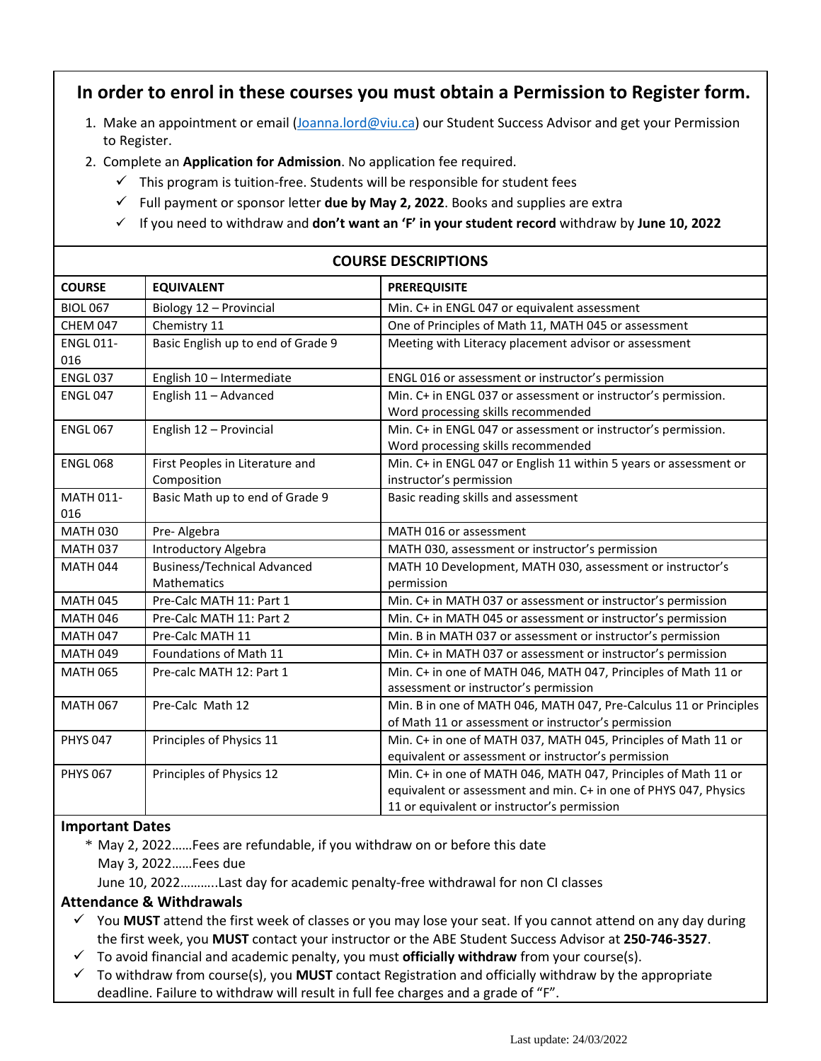## In order to enrol in these courses you must obtain a Permission to Register form.

1. Make an appointment or email (Joanna.lord@viu.ca) our Student Success Advisor and get your Permission to Register.
2. Complete an **Application for Admission**. No application fee required.
   - ✓ This program is tuition-free. Students will be responsible for student fees
   - ✓ Full payment or sponsor letter **due by May 2, 2022**. Books and supplies are extra
   - ✓ If you need to withdraw and **don't want an 'F' in your student record** withdraw by **June 10, 2022**

### COURSE DESCRIPTIONS

| COURSE | EQUIVALENT | PREREQUISITE |
|---|---|---|
| BIOL 067 | Biology 12 – Provincial | Min. C+ in ENGL 047 or equivalent assessment |
| CHEM 047 | Chemistry 11 | One of Principles of Math 11, MATH 045 or assessment |
| ENGL 011-016 | Basic English up to end of Grade 9 | Meeting with Literacy placement advisor or assessment |
| ENGL 037 | English 10 – Intermediate | ENGL 016 or assessment or instructor's permission |
| ENGL 047 | English 11 – Advanced | Min. C+ in ENGL 037 or assessment or instructor's permission. Word processing skills recommended |
| ENGL 067 | English 12 – Provincial | Min. C+ in ENGL 047 or assessment or instructor's permission. Word processing skills recommended |
| ENGL 068 | First Peoples in Literature and Composition | Min. C+ in ENGL 047 or English 11 within 5 years or assessment or instructor's permission |
| MATH 011-016 | Basic Math up to end of Grade 9 | Basic reading skills and assessment |
| MATH 030 | Pre- Algebra | MATH 016 or assessment |
| MATH 037 | Introductory Algebra | MATH 030, assessment or instructor's permission |
| MATH 044 | Business/Technical Advanced Mathematics | MATH 10 Development, MATH 030, assessment or instructor's permission |
| MATH 045 | Pre-Calc MATH 11: Part 1 | Min. C+ in MATH 037 or assessment or instructor's permission |
| MATH 046 | Pre-Calc MATH 11: Part 2 | Min. C+ in MATH 045 or assessment or instructor's permission |
| MATH 047 | Pre-Calc MATH 11 | Min. B in MATH 037 or assessment or instructor's permission |
| MATH 049 | Foundations of Math 11 | Min. C+ in MATH 037 or assessment or instructor's permission |
| MATH 065 | Pre-calc MATH 12: Part 1 | Min. C+ in one of MATH 046, MATH 047, Principles of Math 11 or assessment or instructor's permission |
| MATH 067 | Pre-Calc Math 12 | Min. B in one of MATH 046, MATH 047, Pre-Calculus 11 or Principles of Math 11 or assessment or instructor's permission |
| PHYS 047 | Principles of Physics 11 | Min. C+ in one of MATH 037, MATH 045, Principles of Math 11 or equivalent or assessment or instructor's permission |
| PHYS 067 | Principles of Physics 12 | Min. C+ in one of MATH 046, MATH 047, Principles of Math 11 or equivalent or assessment and min. C+ in one of PHYS 047, Physics 11 or equivalent or instructor's permission |

### Important Dates

\* May 2, 2022……Fees are refundable, if you withdraw on or before this date

May 3, 2022……Fees due

June 10, 2022………..Last day for academic penalty-free withdrawal for non CI classes

### Attendance & Withdrawals

- ✓ You **MUST** attend the first week of classes or you may lose your seat. If you cannot attend on any day during the first week, you **MUST** contact your instructor or the ABE Student Success Advisor at **250-746-3527**.
- ✓ To avoid financial and academic penalty, you must **officially withdraw** from your course(s).
- ✓ To withdraw from course(s), you **MUST** contact Registration and officially withdraw by the appropriate deadline. Failure to withdraw will result in full fee charges and a grade of "F".

Last update: 24/03/2022